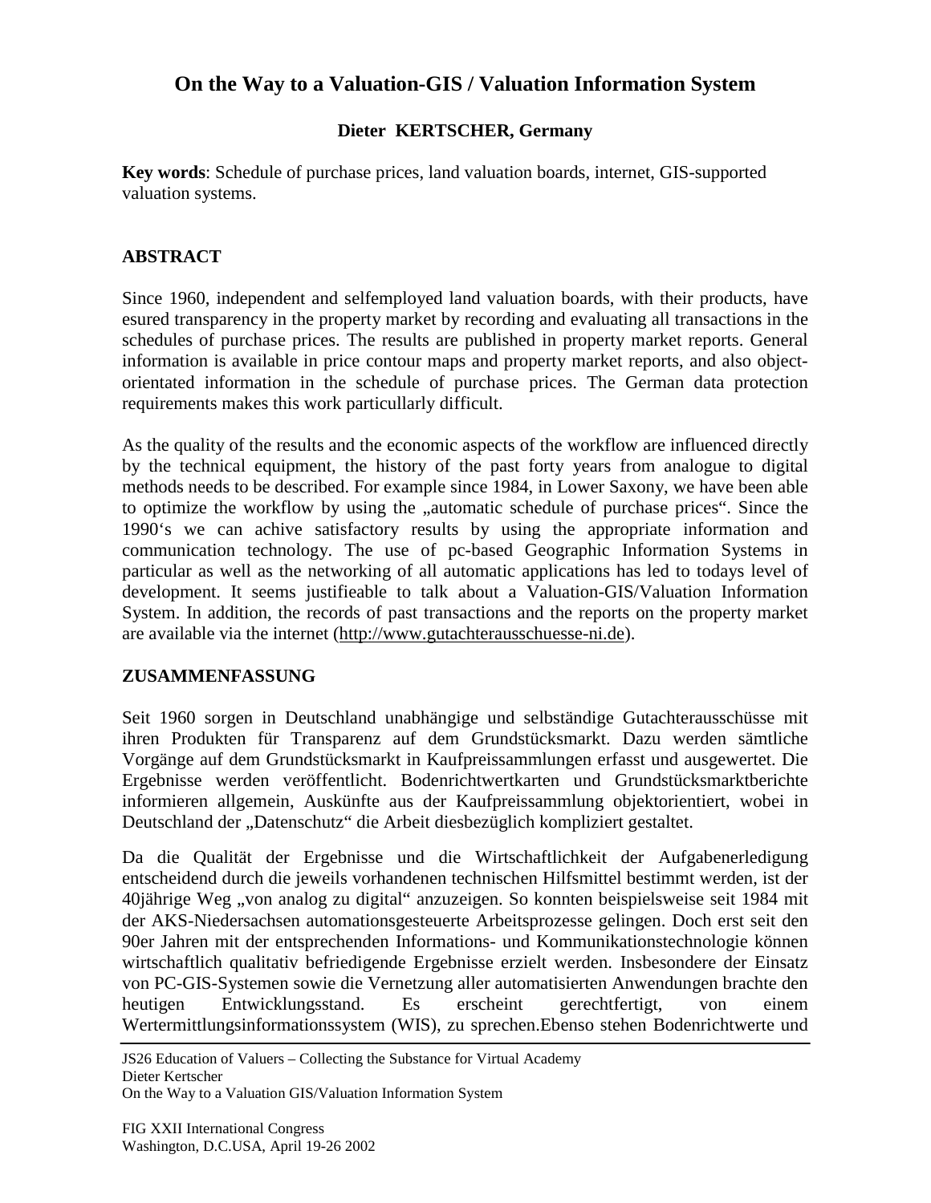# On the Way to a Valuation-GIS / Valuation Information System

**Dieter KERTSCHER, Germany**

**Key words**: Schedule of purchase prices, land valuation boards, internet, GIS-supported valuation systems.

## ABSTRACT

Since 1960, independent and selfemployed land valuation boards, with their products, have esured transparency in the property market by recording and evaluating all transactions in the schedules of purchase prices. The results are published in property market reports. General information is available in price contour maps and property market reports, and also object-orientated information in the schedule of purchase prices. The German data protection requirements makes this work particullarly difficult.

As the quality of the results and the economic aspects of the workflow are influenced directly by the technical equipment, the history of the past forty years from analogue to digital methods needs to be described. For example since 1984, in Lower Saxony, we have been able to optimize the workflow by using the „automatic schedule of purchase prices“. Since the 1990‘s we can achive satisfactory results by using the appropriate information and communication technology. The use of pc-based Geographic Information Systems in particular as well as the networking of all automatic applications has led to todays level of development. It seems justifieable to talk about a Valuation-GIS/Valuation Information System. In addition, the records of past transactions and the reports on the property market are available via the internet (http://www.gutachterausschuesse-ni.de).

## ZUSAMMENFASSUNG

Seit 1960 sorgen in Deutschland unabhängige und selbständige Gutachterausschüsse mit ihren Produkten für Transparenz auf dem Grundstücksmarkt. Dazu werden sämtliche Vorgänge auf dem Grundstücksmarkt in Kaufpreissammlungen erfasst und ausgewertet. Die Ergebnisse werden veröffentlicht. Bodenrichtwertkarten und Grundstücksmarktberichte informieren allgemein, Auskünfte aus der Kaufpreissammlung objektorientiert, wobei in Deutschland der „Datenschutz“ die Arbeit diesbezüglich kompliziert gestaltet.

Da die Qualität der Ergebnisse und die Wirtschaftlichkeit der Aufgabenerledigung entscheidend durch die jeweils vorhandenen technischen Hilfsmittel bestimmt werden, ist der 40jährige Weg „von analog zu digital“ anzuzeigen. So konnten beispielsweise seit 1984 mit der AKS-Niedersachsen automationsgesteuerte Arbeitsprozesse gelingen. Doch erst seit den 90er Jahren mit der entsprechenden Informations- und Kommunikationstechnologie können wirtschaftlich qualitativ befriedigende Ergebnisse erzielt werden. Insbesondere der Einsatz von PC-GIS-Systemen sowie die Vernetzung aller automatisierten Anwendungen brachte den heutigen Entwicklungsstand. Es erscheint gerechtfertigt, von einem Wertermittlungsinformationssystem (WIS), zu sprechen.Ebenso stehen Bodenrichtwerte und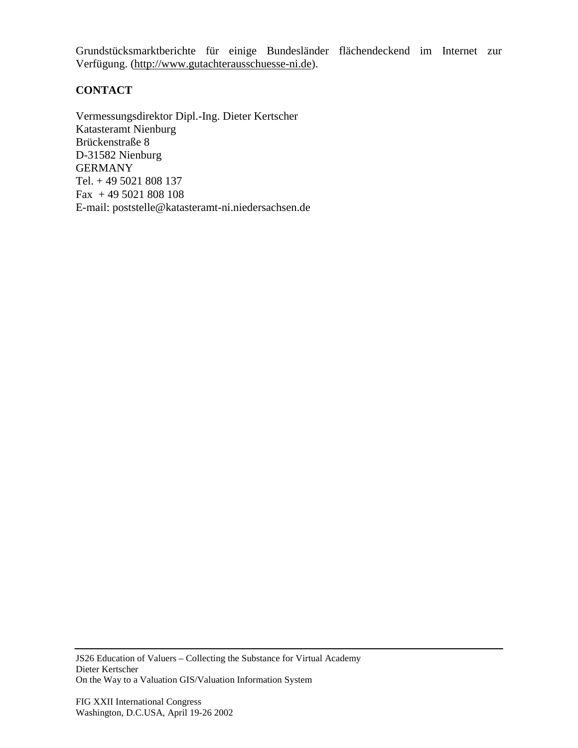Grundstücksmarktberichte für einige Bundesländer flächendeckend im Internet zur Verfügung. (http://www.gutachterausschuesse-ni.de).

## CONTACT

Vermessungsdirektor Dipl.-Ing. Dieter Kertscher
Katasteramt Nienburg
Brückenstraße 8
D-31582 Nienburg
GERMANY
Tel. + 49 5021 808 137
Fax + 49 5021 808 108
E-mail: poststelle@katasteramt-ni.niedersachsen.de